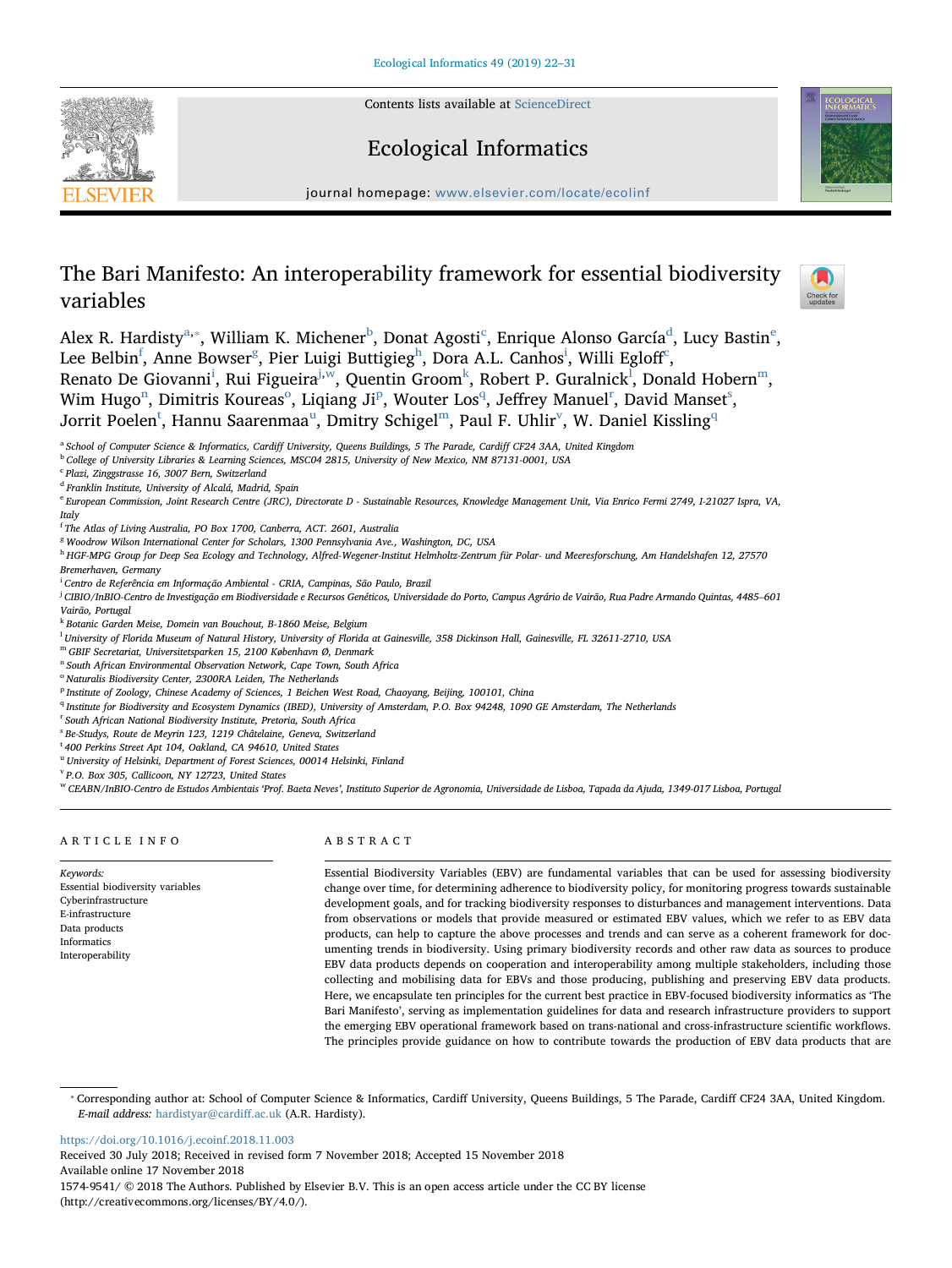# The Bari Manifesto: An interoperability framework for essential biodiversity variables

Alex R. Hardisty[a,*], William K. Michener[b], Donat Agosti[c], Enrique Alonso García[d], Lucy Bastin[e], Lee Belbin[f], Anne Bowser[g], Pier Luigi Buttigieg[h], Dora A.L. Canhos[i], Willi Egloff[c], Renato De Giovanni[i], Rui Figueira[j,w], Quentin Groom[k], Robert P. Guralnick[l], Donald Hobern[m], Wim Hugo[n], Dimitris Koureas[o], Liqiang Ji[p], Wouter Los[q], Jeffrey Manuel[r], David Manset[s], Jorrit Poelen[t], Hannu Saarenmaa[u], Dmitry Schigel[m], Paul F. Uhlir[v], W. Daniel Kissling[q]

[a] School of Computer Science & Informatics, Cardiff University, Queens Buildings, 5 The Parade, Cardiff CF24 3AA, United Kingdom
[b] College of University Libraries & Learning Sciences, MSC04 2815, University of New Mexico, NM 87131-0001, USA
[c] Plazi, Zinggstrasse 16, 3007 Bern, Switzerland
[d] Franklin Institute, University of Alcalá, Madrid, Spain
[e] European Commission, Joint Research Centre (JRC), Directorate D - Sustainable Resources, Knowledge Management Unit, Via Enrico Fermi 2749, I-21027 Ispra, VA, Italy
[f] The Atlas of Living Australia, PO Box 1700, Canberra, ACT. 2601, Australia
[g] Woodrow Wilson International Center for Scholars, 1300 Pennsylvania Ave., Washington, DC, USA
[h] HGF-MPG Group for Deep Sea Ecology and Technology, Alfred-Wegener-Institut Helmholtz-Zentrum für Polar- und Meeresforschung, Am Handelshafen 12, 27570 Bremerhaven, Germany
[i] Centro de Referência em Informação Ambiental - CRIA, Campinas, São Paulo, Brazil
[j] CIBIO/InBIO-Centro de Investigação em Biodiversidade e Recursos Genéticos, Universidade do Porto, Campus Agrário de Vairão, Rua Padre Armando Quintas, 4485–601 Vairão, Portugal
[k] Botanic Garden Meise, Domein van Bouchout, B-1860 Meise, Belgium
[l] University of Florida Museum of Natural History, University of Florida at Gainesville, 358 Dickinson Hall, Gainesville, FL 32611-2710, USA
[m] GBIF Secretariat, Universitetsparken 15, 2100 København Ø, Denmark
[n] South African Environmental Observation Network, Cape Town, South Africa
[o] Naturalis Biodiversity Center, 2300RA Leiden, The Netherlands
[p] Institute of Zoology, Chinese Academy of Sciences, 1 Beichen West Road, Chaoyang, Beijing, 100101, China
[q] Institute for Biodiversity and Ecosystem Dynamics (IBED), University of Amsterdam, P.O. Box 94248, 1090 GE Amsterdam, The Netherlands
[r] South African National Biodiversity Institute, Pretoria, South Africa
[s] Be-Studys, Route de Meyrin 123, 1219 Châtelaine, Geneva, Switzerland
[t] 400 Perkins Street Apt 104, Oakland, CA 94610, United States
[u] University of Helsinki, Department of Forest Sciences, 00014 Helsinki, Finland
[v] P.O. Box 305, Callicoon, NY 12723, United States
[w] CEABN/InBIO-Centro de Estudos Ambientais 'Prof. Baeta Neves', Instituto Superior de Agronomia, Universidade de Lisboa, Tapada da Ajuda, 1349-017 Lisboa, Portugal

## ARTICLE INFO

*Keywords:*
Essential biodiversity variables
Cyberinfrastructure
E-infrastructure
Data products
Informatics
Interoperability

## ABSTRACT

Essential Biodiversity Variables (EBV) are fundamental variables that can be used for assessing biodiversity change over time, for determining adherence to biodiversity policy, for monitoring progress towards sustainable development goals, and for tracking biodiversity responses to disturbances and management interventions. Data from observations or models that provide measured or estimated EBV values, which we refer to as EBV data products, can help to capture the above processes and trends and can serve as a coherent framework for documenting trends in biodiversity. Using primary biodiversity records and other raw data as sources to produce EBV data products depends on cooperation and interoperability among multiple stakeholders, including those collecting and mobilising data for EBVs and those producing, publishing and preserving EBV data products. Here, we encapsulate ten principles for the current best practice in EBV-focused biodiversity informatics as 'The Bari Manifesto', serving as implementation guidelines for data and research infrastructure providers to support the emerging EBV operational framework based on trans-national and cross-infrastructure scientific workflows. The principles provide guidance on how to contribute towards the production of EBV data products that are

---

* Corresponding author at: School of Computer Science & Informatics, Cardiff University, Queens Buildings, 5 The Parade, Cardiff CF24 3AA, United Kingdom. *E-mail address:* hardistyar@cardiff.ac.uk (A.R. Hardisty).

https://doi.org/10.1016/j.ecoinf.2018.11.003
Received 30 July 2018; Received in revised form 7 November 2018; Accepted 15 November 2018
Available online 17 November 2018
1574-9541/ © 2018 The Authors. Published by Elsevier B.V. This is an open access article under the CC BY license (http://creativecommons.org/licenses/BY/4.0/).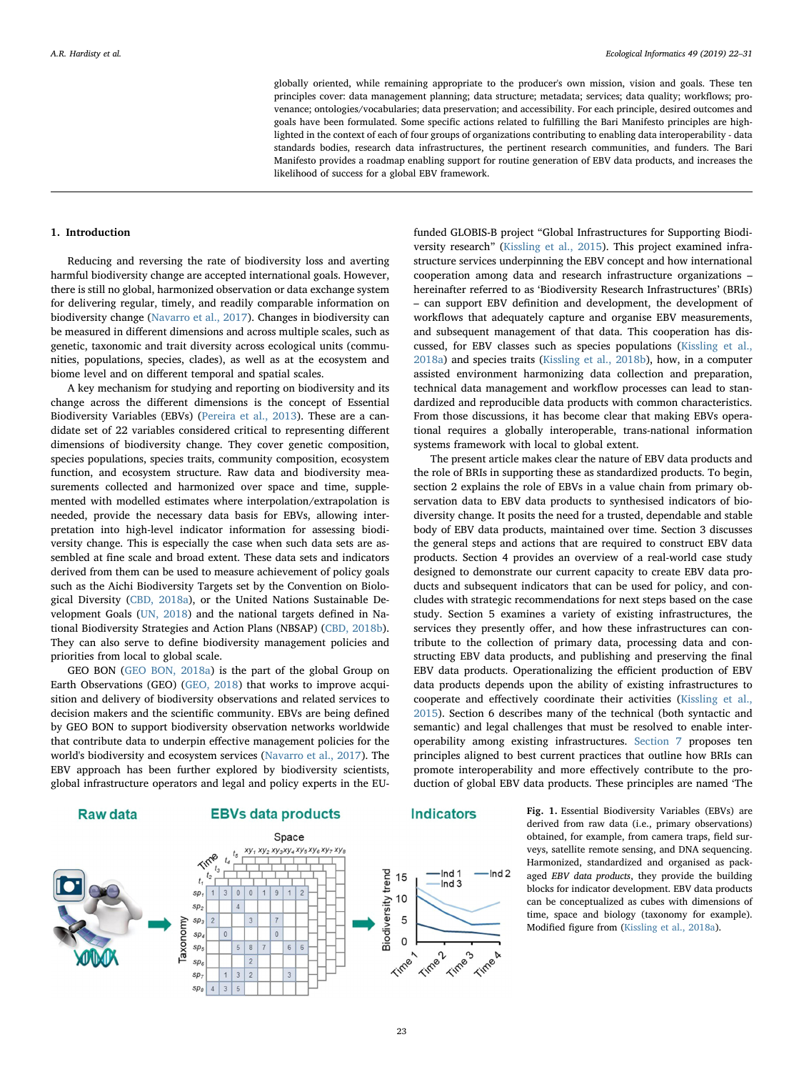globally oriented, while remaining appropriate to the producer's own mission, vision and goals. These ten principles cover: data management planning; data structure; metadata; services; data quality; workflows; provenance; ontologies/vocabularies; data preservation; and accessibility. For each principle, desired outcomes and goals have been formulated. Some specific actions related to fulfilling the Bari Manifesto principles are highlighted in the context of each of four groups of organizations contributing to enabling data interoperability - data standards bodies, research data infrastructures, the pertinent research communities, and funders. The Bari Manifesto provides a roadmap enabling support for routine generation of EBV data products, and increases the likelihood of success for a global EBV framework.

## 1. Introduction

Reducing and reversing the rate of biodiversity loss and averting harmful biodiversity change are accepted international goals. However, there is still no global, harmonized observation or data exchange system for delivering regular, timely, and readily comparable information on biodiversity change (Navarro et al., 2017). Changes in biodiversity can be measured in different dimensions and across multiple scales, such as genetic, taxonomic and trait diversity across ecological units (communities, populations, species, clades), as well as at the ecosystem and biome level and on different temporal and spatial scales.

A key mechanism for studying and reporting on biodiversity and its change across the different dimensions is the concept of Essential Biodiversity Variables (EBVs) (Pereira et al., 2013). These are a candidate set of 22 variables considered critical to representing different dimensions of biodiversity change. They cover genetic composition, species populations, species traits, community composition, ecosystem function, and ecosystem structure. Raw data and biodiversity measurements collected and harmonized over space and time, supplemented with modelled estimates where interpolation/extrapolation is needed, provide the necessary data basis for EBVs, allowing interpretation into high-level indicator information for assessing biodiversity change. This is especially the case when such data sets are assembled at fine scale and broad extent. These data sets and indicators derived from them can be used to measure achievement of policy goals such as the Aichi Biodiversity Targets set by the Convention on Biological Diversity (CBD, 2018a), or the United Nations Sustainable Development Goals (UN, 2018) and the national targets defined in National Biodiversity Strategies and Action Plans (NBSAP) (CBD, 2018b). They can also serve to define biodiversity management policies and priorities from local to global scale.

GEO BON (GEO BON, 2018a) is the part of the global Group on Earth Observations (GEO) (GEO, 2018) that works to improve acquisition and delivery of biodiversity observations and related services to decision makers and the scientific community. EBVs are being defined by GEO BON to support biodiversity observation networks worldwide that contribute data to underpin effective management policies for the world's biodiversity and ecosystem services (Navarro et al., 2017). The EBV approach has been further explored by biodiversity scientists, global infrastructure operators and legal and policy experts in the EU-funded GLOBIS-B project "Global Infrastructures for Supporting Biodiversity research" (Kissling et al., 2015). This project examined infrastructure services underpinning the EBV concept and how international cooperation among data and research infrastructure organizations – hereinafter referred to as 'Biodiversity Research Infrastructures' (BRIs) – can support EBV definition and development, the development of workflows that adequately capture and organise EBV measurements, and subsequent management of that data. This cooperation has discussed, for EBV classes such as species populations (Kissling et al., 2018a) and species traits (Kissling et al., 2018b), how, in a computer assisted environment harmonizing data collection and preparation, technical data management and workflow processes can lead to standardized and reproducible data products with common characteristics. From those discussions, it has become clear that making EBVs operational requires a globally interoperable, trans-national information systems framework with local to global extent.

The present article makes clear the nature of EBV data products and the role of BRIs in supporting these as standardized products. To begin, section 2 explains the role of EBVs in a value chain from primary observation data to EBV data products to synthesised indicators of biodiversity change. It posits the need for a trusted, dependable and stable body of EBV data products, maintained over time. Section 3 discusses the general steps and actions that are required to construct EBV data products. Section 4 provides an overview of a real-world case study designed to demonstrate our current capacity to create EBV data products and subsequent indicators that can be used for policy, and concludes with strategic recommendations for next steps based on the case study. Section 5 examines a variety of existing infrastructures, the services they presently offer, and how these infrastructures can contribute to the collection of primary data, processing data and constructing EBV data products, and publishing and preserving the final EBV data products. Operationalizing the efficient production of EBV data products depends upon the ability of existing infrastructures to cooperate and effectively coordinate their activities (Kissling et al., 2015). Section 6 describes many of the technical (both syntactic and semantic) and legal challenges that must be resolved to enable interoperability among existing infrastructures. Section 7 proposes ten principles aligned to best current practices that outline how BRIs can promote interoperability and more effectively contribute to the production of global EBV data products. These principles are named 'The

**Fig. 1.** Essential Biodiversity Variables (EBVs) are derived from raw data (i.e., primary observations) obtained, for example, from camera traps, field surveys, satellite remote sensing, and DNA sequencing. Harmonized, standardized and organised as packaged *EBV data products*, they provide the building blocks for indicator development. EBV data products can be conceptualized as cubes with dimensions of time, space and biology (taxonomy for example). Modified figure from (Kissling et al., 2018a).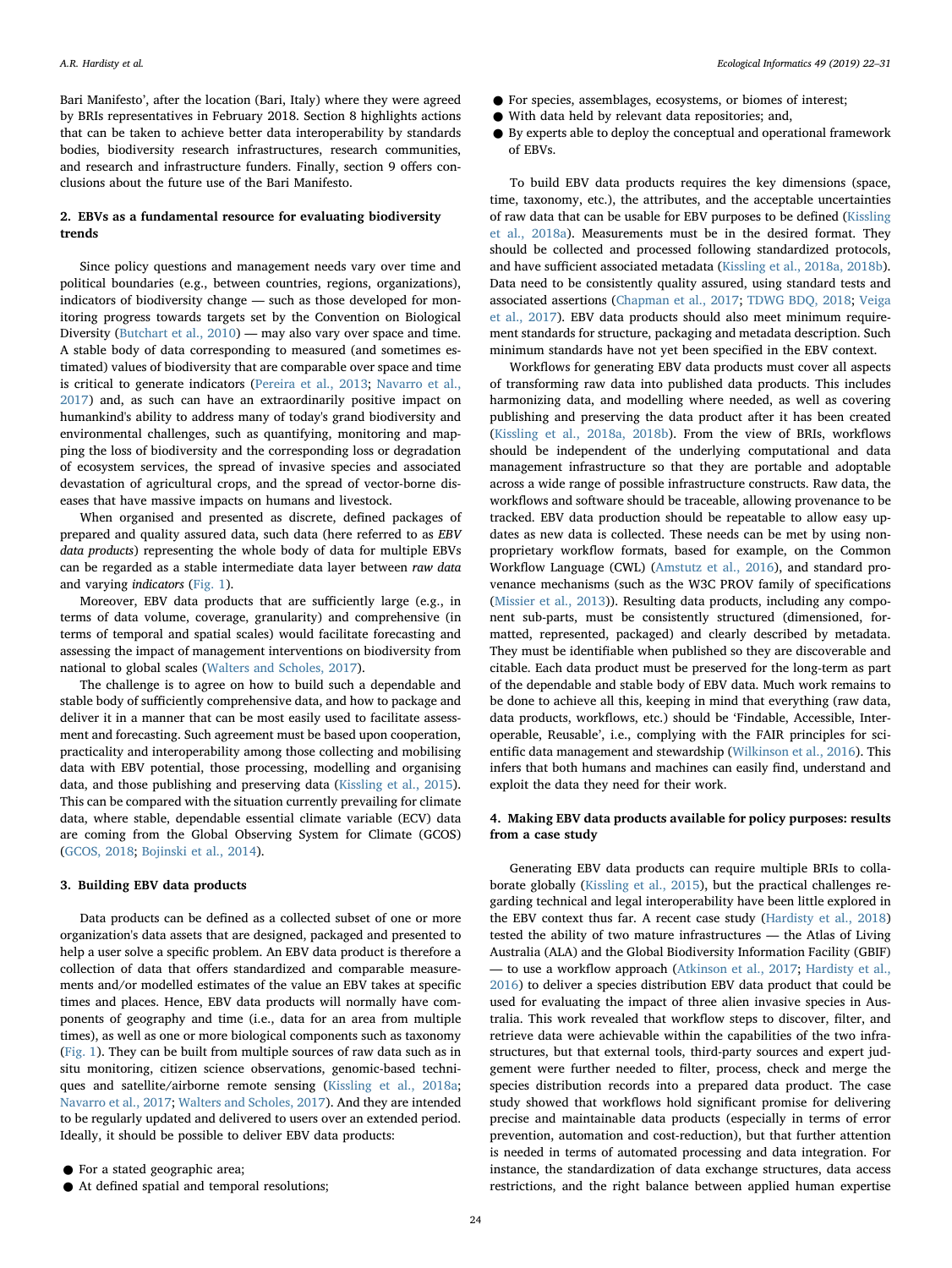Bari Manifesto', after the location (Bari, Italy) where they were agreed by BRIs representatives in February 2018. Section 8 highlights actions that can be taken to achieve better data interoperability by standards bodies, biodiversity research infrastructures, research communities, and research and infrastructure funders. Finally, section 9 offers conclusions about the future use of the Bari Manifesto.

## 2. EBVs as a fundamental resource for evaluating biodiversity trends

Since policy questions and management needs vary over time and political boundaries (e.g., between countries, regions, organizations), indicators of biodiversity change — such as those developed for monitoring progress towards targets set by the Convention on Biological Diversity (Butchart et al., 2010) — may also vary over space and time. A stable body of data corresponding to measured (and sometimes estimated) values of biodiversity that are comparable over space and time is critical to generate indicators (Pereira et al., 2013; Navarro et al., 2017) and, as such can have an extraordinarily positive impact on humankind's ability to address many of today's grand biodiversity and environmental challenges, such as quantifying, monitoring and mapping the loss of biodiversity and the corresponding loss or degradation of ecosystem services, the spread of invasive species and associated devastation of agricultural crops, and the spread of vector-borne diseases that have massive impacts on humans and livestock.

When organised and presented as discrete, defined packages of prepared and quality assured data, such data (here referred to as *EBV data products*) representing the whole body of data for multiple EBVs can be regarded as a stable intermediate data layer between *raw data* and varying *indicators* (Fig. 1).

Moreover, EBV data products that are sufficiently large (e.g., in terms of data volume, coverage, granularity) and comprehensive (in terms of temporal and spatial scales) would facilitate forecasting and assessing the impact of management interventions on biodiversity from national to global scales (Walters and Scholes, 2017).

The challenge is to agree on how to build such a dependable and stable body of sufficiently comprehensive data, and how to package and deliver it in a manner that can be most easily used to facilitate assessment and forecasting. Such agreement must be based upon cooperation, practicality and interoperability among those collecting and mobilising data with EBV potential, those processing, modelling and organising data, and those publishing and preserving data (Kissling et al., 2015). This can be compared with the situation currently prevailing for climate data, where stable, dependable essential climate variable (ECV) data are coming from the Global Observing System for Climate (GCOS) (GCOS, 2018; Bojinski et al., 2014).

## 3. Building EBV data products

Data products can be defined as a collected subset of one or more organization's data assets that are designed, packaged and presented to help a user solve a specific problem. An EBV data product is therefore a collection of data that offers standardized and comparable measurements and/or modelled estimates of the value an EBV takes at specific times and places. Hence, EBV data products will normally have components of geography and time (i.e., data for an area from multiple times), as well as one or more biological components such as taxonomy (Fig. 1). They can be built from multiple sources of raw data such as in situ monitoring, citizen science observations, genomic-based techniques and satellite/airborne remote sensing (Kissling et al., 2018a; Navarro et al., 2017; Walters and Scholes, 2017). And they are intended to be regularly updated and delivered to users over an extended period. Ideally, it should be possible to deliver EBV data products:

- For a stated geographic area;
- At defined spatial and temporal resolutions;
- For species, assemblages, ecosystems, or biomes of interest;
- With data held by relevant data repositories; and,
- By experts able to deploy the conceptual and operational framework of EBVs.

To build EBV data products requires the key dimensions (space, time, taxonomy, etc.), the attributes, and the acceptable uncertainties of raw data that can be usable for EBV purposes to be defined (Kissling et al., 2018a). Measurements must be in the desired format. They should be collected and processed following standardized protocols, and have sufficient associated metadata (Kissling et al., 2018a, 2018b). Data need to be consistently quality assured, using standard tests and associated assertions (Chapman et al., 2017; TDWG BDQ, 2018; Veiga et al., 2017). EBV data products should also meet minimum requirement standards for structure, packaging and metadata description. Such minimum standards have not yet been specified in the EBV context.

Workflows for generating EBV data products must cover all aspects of transforming raw data into published data products. This includes harmonizing data, and modelling where needed, as well as covering publishing and preserving the data product after it has been created (Kissling et al., 2018a, 2018b). From the view of BRIs, workflows should be independent of the underlying computational and data management infrastructure so that they are portable and adoptable across a wide range of possible infrastructure constructs. Raw data, the workflows and software should be traceable, allowing provenance to be tracked. EBV data production should be repeatable to allow easy updates as new data is collected. These needs can be met by using non-proprietary workflow formats, based for example, on the Common Workflow Language (CWL) (Amstutz et al., 2016), and standard provenance mechanisms (such as the W3C PROV family of specifications (Missier et al., 2013)). Resulting data products, including any component sub-parts, must be consistently structured (dimensioned, formatted, represented, packaged) and clearly described by metadata. They must be identifiable when published so they are discoverable and citable. Each data product must be preserved for the long-term as part of the dependable and stable body of EBV data. Much work remains to be done to achieve all this, keeping in mind that everything (raw data, data products, workflows, etc.) should be 'Findable, Accessible, Interoperable, Reusable', i.e., complying with the FAIR principles for scientific data management and stewardship (Wilkinson et al., 2016). This infers that both humans and machines can easily find, understand and exploit the data they need for their work.

## 4. Making EBV data products available for policy purposes: results from a case study

Generating EBV data products can require multiple BRIs to collaborate globally (Kissling et al., 2015), but the practical challenges regarding technical and legal interoperability have been little explored in the EBV context thus far. A recent case study (Hardisty et al., 2018) tested the ability of two mature infrastructures — the Atlas of Living Australia (ALA) and the Global Biodiversity Information Facility (GBIF) — to use a workflow approach (Atkinson et al., 2017; Hardisty et al., 2016) to deliver a species distribution EBV data product that could be used for evaluating the impact of three alien invasive species in Australia. This work revealed that workflow steps to discover, filter, and retrieve data were achievable within the capabilities of the two infrastructures, but that external tools, third-party sources and expert judgement were further needed to filter, process, check and merge the species distribution records into a prepared data product. The case study showed that workflows hold significant promise for delivering precise and maintainable data products (especially in terms of error prevention, automation and cost-reduction), but that further attention is needed in terms of automated processing and data integration. For instance, the standardization of data exchange structures, data access restrictions, and the right balance between applied human expertise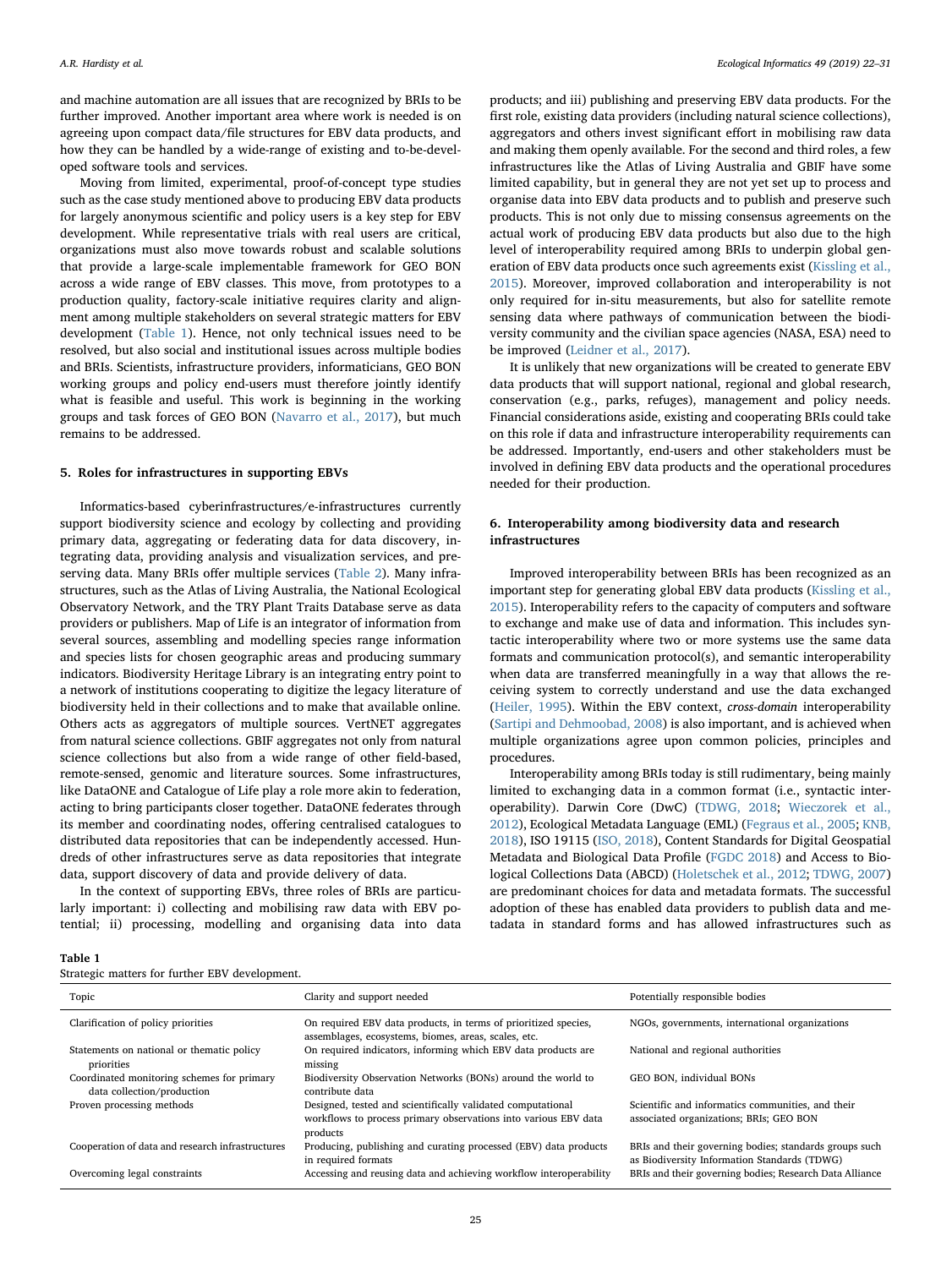and machine automation are all issues that are recognized by BRIs to be further improved. Another important area where work is needed is on agreeing upon compact data/file structures for EBV data products, and how they can be handled by a wide-range of existing and to-be-developed software tools and services.

Moving from limited, experimental, proof-of-concept type studies such as the case study mentioned above to producing EBV data products for largely anonymous scientific and policy users is a key step for EBV development. While representative trials with real users are critical, organizations must also move towards robust and scalable solutions that provide a large-scale implementable framework for GEO BON across a wide range of EBV classes. This move, from prototypes to a production quality, factory-scale initiative requires clarity and alignment among multiple stakeholders on several strategic matters for EBV development (Table 1). Hence, not only technical issues need to be resolved, but also social and institutional issues across multiple bodies and BRIs. Scientists, infrastructure providers, informaticians, GEO BON working groups and policy end-users must therefore jointly identify what is feasible and useful. This work is beginning in the working groups and task forces of GEO BON (Navarro et al., 2017), but much remains to be addressed.

## 5. Roles for infrastructures in supporting EBVs

Informatics-based cyberinfrastructures/e-infrastructures currently support biodiversity science and ecology by collecting and providing primary data, aggregating or federating data for data discovery, integrating data, providing analysis and visualization services, and preserving data. Many BRIs offer multiple services (Table 2). Many infrastructures, such as the Atlas of Living Australia, the National Ecological Observatory Network, and the TRY Plant Traits Database serve as data providers or publishers. Map of Life is an integrator of information from several sources, assembling and modelling species range information and species lists for chosen geographic areas and producing summary indicators. Biodiversity Heritage Library is an integrating entry point to a network of institutions cooperating to digitize the legacy literature of biodiversity held in their collections and to make that available online. Others acts as aggregators of multiple sources. VertNET aggregates from natural science collections. GBIF aggregates not only from natural science collections but also from a wide range of other field-based, remote-sensed, genomic and literature sources. Some infrastructures, like DataONE and Catalogue of Life play a role more akin to federation, acting to bring participants closer together. DataONE federates through its member and coordinating nodes, offering centralised catalogues to distributed data repositories that can be independently accessed. Hundreds of other infrastructures serve as data repositories that integrate data, support discovery of data and provide delivery of data.

In the context of supporting EBVs, three roles of BRIs are particularly important: i) collecting and mobilising raw data with EBV potential; ii) processing, modelling and organising data into data products; and iii) publishing and preserving EBV data products. For the first role, existing data providers (including natural science collections), aggregators and others invest significant effort in mobilising raw data and making them openly available. For the second and third roles, a few infrastructures like the Atlas of Living Australia and GBIF have some limited capability, but in general they are not yet set up to process and organise data into EBV data products and to publish and preserve such products. This is not only due to missing consensus agreements on the actual work of producing EBV data products but also due to the high level of interoperability required among BRIs to underpin global generation of EBV data products once such agreements exist (Kissling et al., 2015). Moreover, improved collaboration and interoperability is not only required for in-situ measurements, but also for satellite remote sensing data where pathways of communication between the biodiversity community and the civilian space agencies (NASA, ESA) need to be improved (Leidner et al., 2017).

It is unlikely that new organizations will be created to generate EBV data products that will support national, regional and global research, conservation (e.g., parks, refuges), management and policy needs. Financial considerations aside, existing and cooperating BRIs could take on this role if data and infrastructure interoperability requirements can be addressed. Importantly, end-users and other stakeholders must be involved in defining EBV data products and the operational procedures needed for their production.

## 6. Interoperability among biodiversity data and research infrastructures

Improved interoperability between BRIs has been recognized as an important step for generating global EBV data products (Kissling et al., 2015). Interoperability refers to the capacity of computers and software to exchange and make use of data and information. This includes syntactic interoperability where two or more systems use the same data formats and communication protocol(s), and semantic interoperability when data are transferred meaningfully in a way that allows the receiving system to correctly understand and use the data exchanged (Heiler, 1995). Within the EBV context, *cross-domain* interoperability (Sartipi and Dehmoobad, 2008) is also important, and is achieved when multiple organizations agree upon common policies, principles and procedures.

Interoperability among BRIs today is still rudimentary, being mainly limited to exchanging data in a common format (i.e., syntactic interoperability). Darwin Core (DwC) (TDWG, 2018; Wieczorek et al., 2012), Ecological Metadata Language (EML) (Fegraus et al., 2005; KNB, 2018), ISO 19115 (ISO, 2018), Content Standards for Digital Geospatial Metadata and Biological Data Profile (FGDC 2018) and Access to Biological Collections Data (ABCD) (Holetschek et al., 2012; TDWG, 2007) are predominant choices for data and metadata formats. The successful adoption of these has enabled data providers to publish data and metadata in standard forms and has allowed infrastructures such as

**Table 1**
Strategic matters for further EBV development.

| Topic | Clarity and support needed | Potentially responsible bodies |
|---|---|---|
| Clarification of policy priorities | On required EBV data products, in terms of prioritized species, assemblages, ecosystems, biomes, areas, scales, etc. | NGOs, governments, international organizations |
| Statements on national or thematic policy priorities | On required indicators, informing which EBV data products are missing | National and regional authorities |
| Coordinated monitoring schemes for primary data collection/production | Biodiversity Observation Networks (BONs) around the world to contribute data | GEO BON, individual BONs |
| Proven processing methods | Designed, tested and scientifically validated computational workflows to process primary observations into various EBV data products | Scientific and informatics communities, and their associated organizations; BRIs; GEO BON |
| Cooperation of data and research infrastructures | Producing, publishing and curating processed (EBV) data products in required formats | BRIs and their governing bodies; standards groups such as Biodiversity Information Standards (TDWG) |
| Overcoming legal constraints | Accessing and reusing data and achieving workflow interoperability | BRIs and their governing bodies; Research Data Alliance |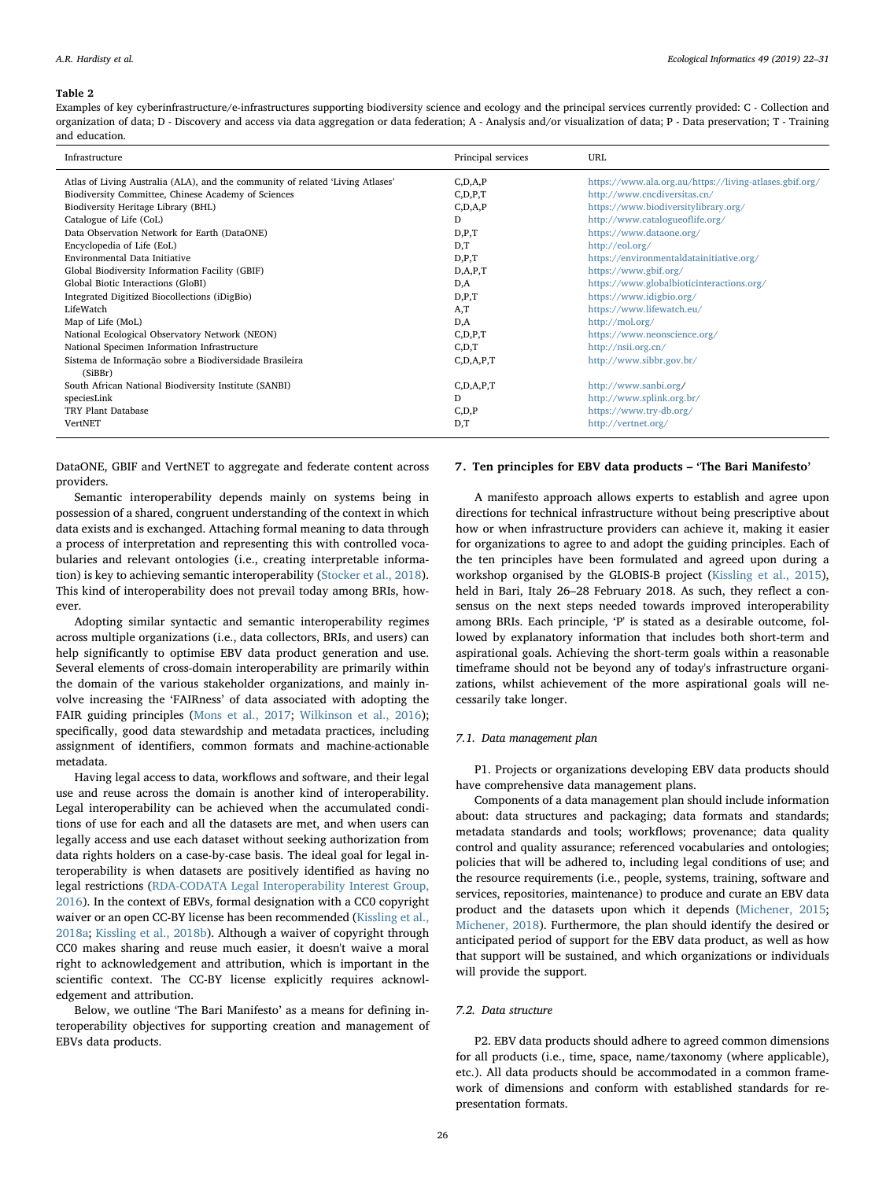**Table 2**

Examples of key cyberinfrastructure/e-infrastructures supporting biodiversity science and ecology and the principal services currently provided: C - Collection and organization of data; D - Discovery and access via data aggregation or data federation; A - Analysis and/or visualization of data; P - Data preservation; T - Training and education.

| Infrastructure | Principal services | URL |
|---|---|---|
| Atlas of Living Australia (ALA), and the community of related 'Living Atlases' | C,D,A,P | https://www.ala.org.au/https://living-atlases.gbif.org/ |
| Biodiversity Committee, Chinese Academy of Sciences | C,D,P,T | http://www.cncdiversitas.cn/ |
| Biodiversity Heritage Library (BHL) | C,D,A,P | https://www.biodiversitylibrary.org/ |
| Catalogue of Life (CoL) | D | http://www.catalogueoflife.org/ |
| Data Observation Network for Earth (DataONE) | D,P,T | https://www.dataone.org/ |
| Encyclopedia of Life (EoL) | D,T | http://eol.org/ |
| Environmental Data Initiative | D,P,T | https://environmentaldatainitiative.org/ |
| Global Biodiversity Information Facility (GBIF) | D,A,P,T | https://www.gbif.org/ |
| Global Biotic Interactions (GloBI) | D,A | https://www.globalbioticinteractions.org/ |
| Integrated Digitized Biocollections (iDigBio) | D,P,T | https://www.idigbio.org/ |
| LifeWatch | A,T | https://www.lifewatch.eu/ |
| Map of Life (MoL) | D,A | http://mol.org/ |
| National Ecological Observatory Network (NEON) | C,D,P,T | https://www.neonscience.org/ |
| National Specimen Information Infrastructure | C,D,T | http://nsii.org.cn/ |
| Sistema de Informação sobre a Biodiversidade Brasileira (SiBBr) | C,D,A,P,T | http://www.sibbr.gov.br/ |
| South African National Biodiversity Institute (SANBI) | C,D,A,P,T | http://www.sanbi.org/ |
| speciesLink | D | http://www.splink.org.br/ |
| TRY Plant Database | C,D,P | https://www.try-db.org/ |
| VertNET | D,T | http://vertnet.org/ |

DataONE, GBIF and VertNET to aggregate and federate content across providers.

Semantic interoperability depends mainly on systems being in possession of a shared, congruent understanding of the context in which data exists and is exchanged. Attaching formal meaning to data through a process of interpretation and representing this with controlled vocabularies and relevant ontologies (i.e., creating interpretable information) is key to achieving semantic interoperability (Stocker et al., 2018). This kind of interoperability does not prevail today among BRIs, however.

Adopting similar syntactic and semantic interoperability regimes across multiple organizations (i.e., data collectors, BRIs, and users) can help significantly to optimise EBV data product generation and use. Several elements of cross-domain interoperability are primarily within the domain of the various stakeholder organizations, and mainly involve increasing the 'FAIRness' of data associated with adopting the FAIR guiding principles (Mons et al., 2017; Wilkinson et al., 2016); specifically, good data stewardship and metadata practices, including assignment of identifiers, common formats and machine-actionable metadata.

Having legal access to data, workflows and software, and their legal use and reuse across the domain is another kind of interoperability. Legal interoperability can be achieved when the accumulated conditions of use for each and all the datasets are met, and when users can legally access and use each dataset without seeking authorization from data rights holders on a case-by-case basis. The ideal goal for legal interoperability is when datasets are positively identified as having no legal restrictions (RDA-CODATA Legal Interoperability Interest Group, 2016). In the context of EBVs, formal designation with a CC0 copyright waiver or an open CC-BY license has been recommended (Kissling et al., 2018a; Kissling et al., 2018b). Although a waiver of copyright through CC0 makes sharing and reuse much easier, it doesn't waive a moral right to acknowledgement and attribution, which is important in the scientific context. The CC-BY license explicitly requires acknowledgement and attribution.

Below, we outline 'The Bari Manifesto' as a means for defining interoperability objectives for supporting creation and management of EBVs data products.

## 7. Ten principles for EBV data products – 'The Bari Manifesto'

A manifesto approach allows experts to establish and agree upon directions for technical infrastructure without being prescriptive about how or when infrastructure providers can achieve it, making it easier for organizations to agree to and adopt the guiding principles. Each of the ten principles have been formulated and agreed upon during a workshop organised by the GLOBIS-B project (Kissling et al., 2015), held in Bari, Italy 26–28 February 2018. As such, they reflect a consensus on the next steps needed towards improved interoperability among BRIs. Each principle, 'P' is stated as a desirable outcome, followed by explanatory information that includes both short-term and aspirational goals. Achieving the short-term goals within a reasonable timeframe should not be beyond any of today's infrastructure organizations, whilst achievement of the more aspirational goals will necessarily take longer.

### 7.1. Data management plan

P1. Projects or organizations developing EBV data products should have comprehensive data management plans.

Components of a data management plan should include information about: data structures and packaging; data formats and standards; metadata standards and tools; workflows; provenance; data quality control and quality assurance; referenced vocabularies and ontologies; policies that will be adhered to, including legal conditions of use; and the resource requirements (i.e., people, systems, training, software and services, repositories, maintenance) to produce and curate an EBV data product and the datasets upon which it depends (Michener, 2015; Michener, 2018). Furthermore, the plan should identify the desired or anticipated period of support for the EBV data product, as well as how that support will be sustained, and which organizations or individuals will provide the support.

### 7.2. Data structure

P2. EBV data products should adhere to agreed common dimensions for all products (i.e., time, space, name/taxonomy (where applicable), etc.). All data products should be accommodated in a common framework of dimensions and conform with established standards for representation formats.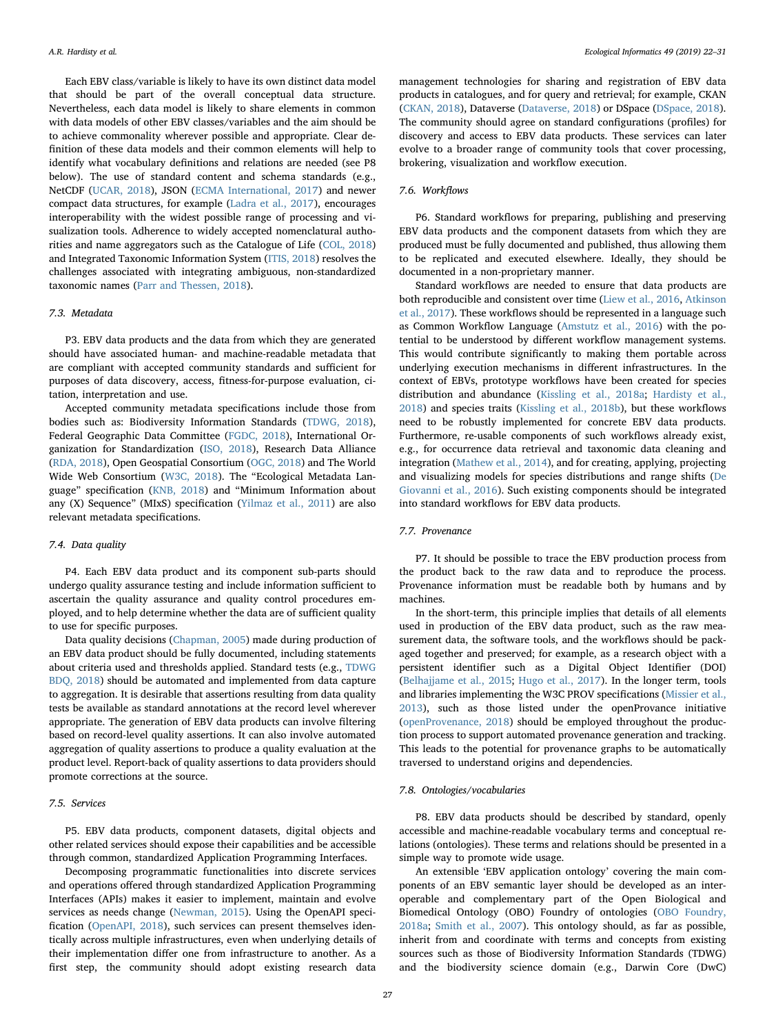Each EBV class/variable is likely to have its own distinct data model that should be part of the overall conceptual data structure. Nevertheless, each data model is likely to share elements in common with data models of other EBV classes/variables and the aim should be to achieve commonality wherever possible and appropriate. Clear definition of these data models and their common elements will help to identify what vocabulary definitions and relations are needed (see P8 below). The use of standard content and schema standards (e.g., NetCDF (UCAR, 2018), JSON (ECMA International, 2017) and newer compact data structures, for example (Ladra et al., 2017), encourages interoperability with the widest possible range of processing and visualization tools. Adherence to widely accepted nomenclatural authorities and name aggregators such as the Catalogue of Life (COL, 2018) and Integrated Taxonomic Information System (ITIS, 2018) resolves the challenges associated with integrating ambiguous, non-standardized taxonomic names (Parr and Thessen, 2018).

### 7.3. Metadata

P3. EBV data products and the data from which they are generated should have associated human- and machine-readable metadata that are compliant with accepted community standards and sufficient for purposes of data discovery, access, fitness-for-purpose evaluation, citation, interpretation and use.

Accepted community metadata specifications include those from bodies such as: Biodiversity Information Standards (TDWG, 2018), Federal Geographic Data Committee (FGDC, 2018), International Organization for Standardization (ISO, 2018), Research Data Alliance (RDA, 2018), Open Geospatial Consortium (OGC, 2018) and The World Wide Web Consortium (W3C, 2018). The "Ecological Metadata Language" specification (KNB, 2018) and "Minimum Information about any (X) Sequence" (MIxS) specification (Yilmaz et al., 2011) are also relevant metadata specifications.

### 7.4. Data quality

P4. Each EBV data product and its component sub-parts should undergo quality assurance testing and include information sufficient to ascertain the quality assurance and quality control procedures employed, and to help determine whether the data are of sufficient quality to use for specific purposes.

Data quality decisions (Chapman, 2005) made during production of an EBV data product should be fully documented, including statements about criteria used and thresholds applied. Standard tests (e.g., TDWG BDQ, 2018) should be automated and implemented from data capture to aggregation. It is desirable that assertions resulting from data quality tests be available as standard annotations at the record level wherever appropriate. The generation of EBV data products can involve filtering based on record-level quality assertions. It can also involve automated aggregation of quality assertions to produce a quality evaluation at the product level. Report-back of quality assertions to data providers should promote corrections at the source.

### 7.5. Services

P5. EBV data products, component datasets, digital objects and other related services should expose their capabilities and be accessible through common, standardized Application Programming Interfaces.

Decomposing programmatic functionalities into discrete services and operations offered through standardized Application Programming Interfaces (APIs) makes it easier to implement, maintain and evolve services as needs change (Newman, 2015). Using the OpenAPI specification (OpenAPI, 2018), such services can present themselves identically across multiple infrastructures, even when underlying details of their implementation differ one from infrastructure to another. As a first step, the community should adopt existing research data management technologies for sharing and registration of EBV data products in catalogues, and for query and retrieval; for example, CKAN (CKAN, 2018), Dataverse (Dataverse, 2018) or DSpace (DSpace, 2018). The community should agree on standard configurations (profiles) for discovery and access to EBV data products. These services can later evolve to a broader range of community tools that cover processing, brokering, visualization and workflow execution.

### 7.6. Workflows

P6. Standard workflows for preparing, publishing and preserving EBV data products and the component datasets from which they are produced must be fully documented and published, thus allowing them to be replicated and executed elsewhere. Ideally, they should be documented in a non-proprietary manner.

Standard workflows are needed to ensure that data products are both reproducible and consistent over time (Liew et al., 2016, Atkinson et al., 2017). These workflows should be represented in a language such as Common Workflow Language (Amstutz et al., 2016) with the potential to be understood by different workflow management systems. This would contribute significantly to making them portable across underlying execution mechanisms in different infrastructures. In the context of EBVs, prototype workflows have been created for species distribution and abundance (Kissling et al., 2018a; Hardisty et al., 2018) and species traits (Kissling et al., 2018b), but these workflows need to be robustly implemented for concrete EBV data products. Furthermore, re-usable components of such workflows already exist, e.g., for occurrence data retrieval and taxonomic data cleaning and integration (Mathew et al., 2014), and for creating, applying, projecting and visualizing models for species distributions and range shifts (De Giovanni et al., 2016). Such existing components should be integrated into standard workflows for EBV data products.

### 7.7. Provenance

P7. It should be possible to trace the EBV production process from the product back to the raw data and to reproduce the process. Provenance information must be readable both by humans and by machines.

In the short-term, this principle implies that details of all elements used in production of the EBV data product, such as the raw measurement data, the software tools, and the workflows should be packaged together and preserved; for example, as a research object with a persistent identifier such as a Digital Object Identifier (DOI) (Belhajjame et al., 2015; Hugo et al., 2017). In the longer term, tools and libraries implementing the W3C PROV specifications (Missier et al., 2013), such as those listed under the openProvance initiative (openProvenance, 2018) should be employed throughout the production process to support automated provenance generation and tracking. This leads to the potential for provenance graphs to be automatically traversed to understand origins and dependencies.

### 7.8. Ontologies/vocabularies

P8. EBV data products should be described by standard, openly accessible and machine-readable vocabulary terms and conceptual relations (ontologies). These terms and relations should be presented in a simple way to promote wide usage.

An extensible 'EBV application ontology' covering the main components of an EBV semantic layer should be developed as an interoperable and complementary part of the Open Biological and Biomedical Ontology (OBO) Foundry of ontologies (OBO Foundry, 2018a; Smith et al., 2007). This ontology should, as far as possible, inherit from and coordinate with terms and concepts from existing sources such as those of Biodiversity Information Standards (TDWG) and the biodiversity science domain (e.g., Darwin Core (DwC)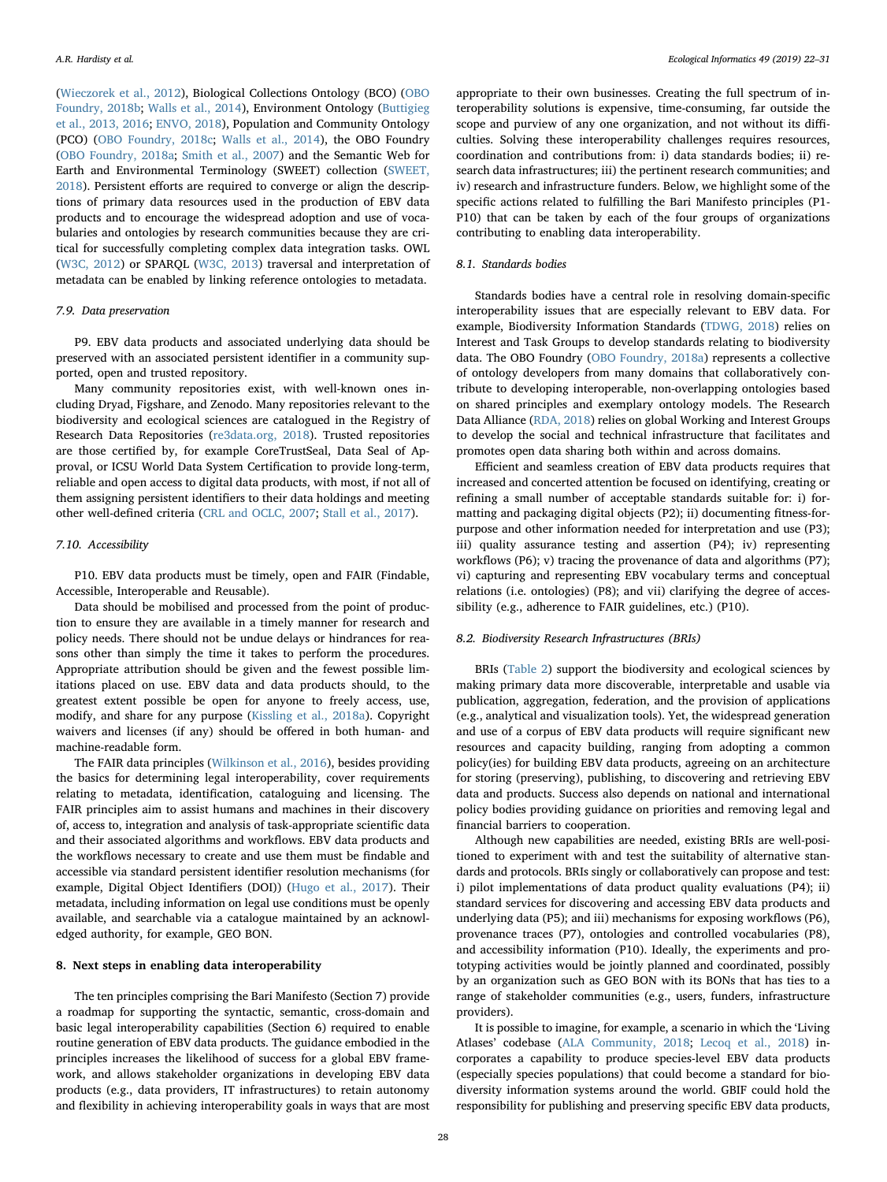(Wieczorek et al., 2012), Biological Collections Ontology (BCO) (OBO Foundry, 2018b; Walls et al., 2014), Environment Ontology (Buttigieg et al., 2013, 2016; ENVO, 2018), Population and Community Ontology (PCO) (OBO Foundry, 2018c; Walls et al., 2014), the OBO Foundry (OBO Foundry, 2018a; Smith et al., 2007) and the Semantic Web for Earth and Environmental Terminology (SWEET) collection (SWEET, 2018). Persistent efforts are required to converge or align the descriptions of primary data resources used in the production of EBV data products and to encourage the widespread adoption and use of vocabularies and ontologies by research communities because they are critical for successfully completing complex data integration tasks. OWL (W3C, 2012) or SPARQL (W3C, 2013) traversal and interpretation of metadata can be enabled by linking reference ontologies to metadata.

### 7.9. Data preservation

P9. EBV data products and associated underlying data should be preserved with an associated persistent identifier in a community supported, open and trusted repository.

Many community repositories exist, with well-known ones including Dryad, Figshare, and Zenodo. Many repositories relevant to the biodiversity and ecological sciences are catalogued in the Registry of Research Data Repositories (re3data.org, 2018). Trusted repositories are those certified by, for example CoreTrustSeal, Data Seal of Approval, or ICSU World Data System Certification to provide long-term, reliable and open access to digital data products, with most, if not all of them assigning persistent identifiers to their data holdings and meeting other well-defined criteria (CRL and OCLC, 2007; Stall et al., 2017).

### 7.10. Accessibility

P10. EBV data products must be timely, open and FAIR (Findable, Accessible, Interoperable and Reusable).

Data should be mobilised and processed from the point of production to ensure they are available in a timely manner for research and policy needs. There should not be undue delays or hindrances for reasons other than simply the time it takes to perform the procedures. Appropriate attribution should be given and the fewest possible limitations placed on use. EBV data and data products should, to the greatest extent possible be open for anyone to freely access, use, modify, and share for any purpose (Kissling et al., 2018a). Copyright waivers and licenses (if any) should be offered in both human- and machine-readable form.

The FAIR data principles (Wilkinson et al., 2016), besides providing the basics for determining legal interoperability, cover requirements relating to metadata, identification, cataloguing and licensing. The FAIR principles aim to assist humans and machines in their discovery of, access to, integration and analysis of task-appropriate scientific data and their associated algorithms and workflows. EBV data products and the workflows necessary to create and use them must be findable and accessible via standard persistent identifier resolution mechanisms (for example, Digital Object Identifiers (DOI)) (Hugo et al., 2017). Their metadata, including information on legal use conditions must be openly available, and searchable via a catalogue maintained by an acknowledged authority, for example, GEO BON.

## 8. Next steps in enabling data interoperability

The ten principles comprising the Bari Manifesto (Section 7) provide a roadmap for supporting the syntactic, semantic, cross-domain and basic legal interoperability capabilities (Section 6) required to enable routine generation of EBV data products. The guidance embodied in the principles increases the likelihood of success for a global EBV framework, and allows stakeholder organizations in developing EBV data products (e.g., data providers, IT infrastructures) to retain autonomy and flexibility in achieving interoperability goals in ways that are most appropriate to their own businesses. Creating the full spectrum of interoperability solutions is expensive, time-consuming, far outside the scope and purview of any one organization, and not without its difficulties. Solving these interoperability challenges requires resources, coordination and contributions from: i) data standards bodies; ii) research data infrastructures; iii) the pertinent research communities; and iv) research and infrastructure funders. Below, we highlight some of the specific actions related to fulfilling the Bari Manifesto principles (P1-P10) that can be taken by each of the four groups of organizations contributing to enabling data interoperability.

### 8.1. Standards bodies

Standards bodies have a central role in resolving domain-specific interoperability issues that are especially relevant to EBV data. For example, Biodiversity Information Standards (TDWG, 2018) relies on Interest and Task Groups to develop standards relating to biodiversity data. The OBO Foundry (OBO Foundry, 2018a) represents a collective of ontology developers from many domains that collaboratively contribute to developing interoperable, non-overlapping ontologies based on shared principles and exemplary ontology models. The Research Data Alliance (RDA, 2018) relies on global Working and Interest Groups to develop the social and technical infrastructure that facilitates and promotes open data sharing both within and across domains.

Efficient and seamless creation of EBV data products requires that increased and concerted attention be focused on identifying, creating or refining a small number of acceptable standards suitable for: i) formatting and packaging digital objects (P2); ii) documenting fitness-for-purpose and other information needed for interpretation and use (P3); iii) quality assurance testing and assertion (P4); iv) representing workflows (P6); v) tracing the provenance of data and algorithms (P7); vi) capturing and representing EBV vocabulary terms and conceptual relations (i.e. ontologies) (P8); and vii) clarifying the degree of accessibility (e.g., adherence to FAIR guidelines, etc.) (P10).

### 8.2. Biodiversity Research Infrastructures (BRIs)

BRIs (Table 2) support the biodiversity and ecological sciences by making primary data more discoverable, interpretable and usable via publication, aggregation, federation, and the provision of applications (e.g., analytical and visualization tools). Yet, the widespread generation and use of a corpus of EBV data products will require significant new resources and capacity building, ranging from adopting a common policy(ies) for building EBV data products, agreeing on an architecture for storing (preserving), publishing, to discovering and retrieving EBV data and products. Success also depends on national and international policy bodies providing guidance on priorities and removing legal and financial barriers to cooperation.

Although new capabilities are needed, existing BRIs are well-positioned to experiment with and test the suitability of alternative standards and protocols. BRIs singly or collaboratively can propose and test: i) pilot implementations of data product quality evaluations (P4); ii) standard services for discovering and accessing EBV data products and underlying data (P5); and iii) mechanisms for exposing workflows (P6), provenance traces (P7), ontologies and controlled vocabularies (P8), and accessibility information (P10). Ideally, the experiments and prototyping activities would be jointly planned and coordinated, possibly by an organization such as GEO BON with its BONs that has ties to a range of stakeholder communities (e.g., users, funders, infrastructure providers).

It is possible to imagine, for example, a scenario in which the 'Living Atlases' codebase (ALA Community, 2018; Lecoq et al., 2018) incorporates a capability to produce species-level EBV data products (especially species populations) that could become a standard for biodiversity information systems around the world. GBIF could hold the responsibility for publishing and preserving specific EBV data products,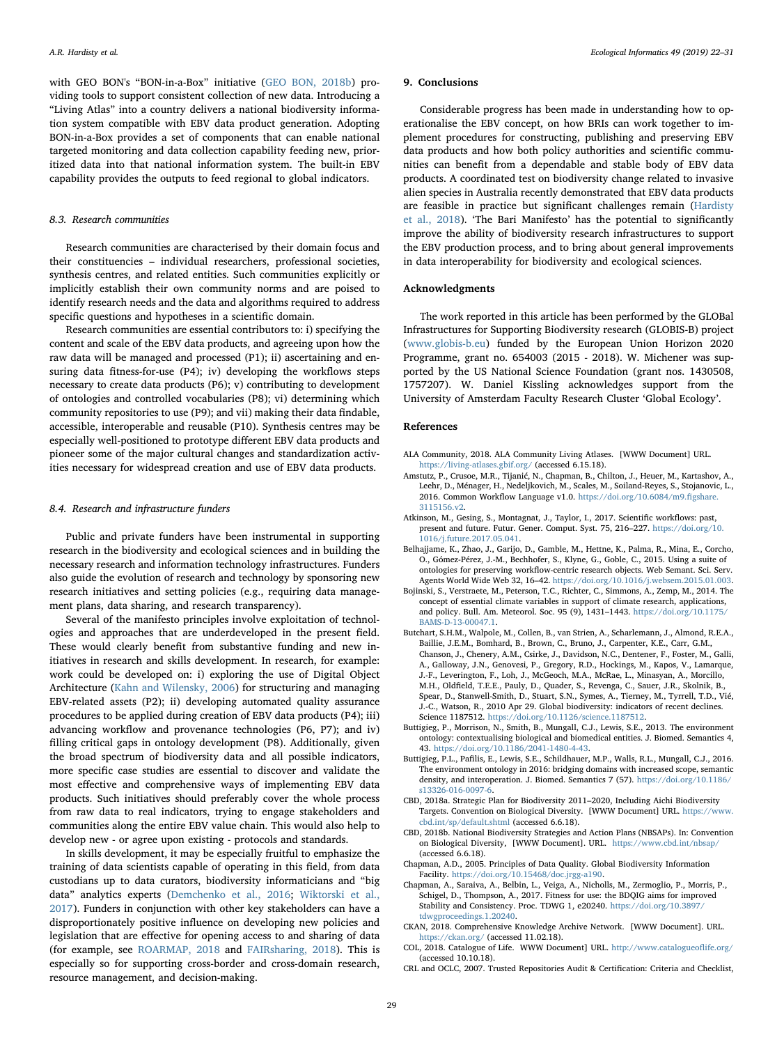with GEO BON's "BON-in-a-Box" initiative (GEO BON, 2018b) providing tools to support consistent collection of new data. Introducing a "Living Atlas" into a country delivers a national biodiversity information system compatible with EBV data product generation. Adopting BON-in-a-Box provides a set of components that can enable national targeted monitoring and data collection capability feeding new, prioritized data into that national information system. The built-in EBV capability provides the outputs to feed regional to global indicators.

### 8.3. Research communities

Research communities are characterised by their domain focus and their constituencies – individual researchers, professional societies, synthesis centres, and related entities. Such communities explicitly or implicitly establish their own community norms and are poised to identify research needs and the data and algorithms required to address specific questions and hypotheses in a scientific domain.

Research communities are essential contributors to: i) specifying the content and scale of the EBV data products, and agreeing upon how the raw data will be managed and processed (P1); ii) ascertaining and ensuring data fitness-for-use (P4); iv) developing the workflows steps necessary to create data products (P6); v) contributing to development of ontologies and controlled vocabularies (P8); vi) determining which community repositories to use (P9); and vii) making their data findable, accessible, interoperable and reusable (P10). Synthesis centres may be especially well-positioned to prototype different EBV data products and pioneer some of the major cultural changes and standardization activities necessary for widespread creation and use of EBV data products.

### 8.4. Research and infrastructure funders

Public and private funders have been instrumental in supporting research in the biodiversity and ecological sciences and in building the necessary research and information technology infrastructures. Funders also guide the evolution of research and technology by sponsoring new research initiatives and setting policies (e.g., requiring data management plans, data sharing, and research transparency).

Several of the manifesto principles involve exploitation of technologies and approaches that are underdeveloped in the present field. These would clearly benefit from substantive funding and new initiatives in research and skills development. In research, for example: work could be developed on: i) exploring the use of Digital Object Architecture (Kahn and Wilensky, 2006) for structuring and managing EBV-related assets (P2); ii) developing automated quality assurance procedures to be applied during creation of EBV data products (P4); iii) advancing workflow and provenance technologies (P6, P7); and iv) filling critical gaps in ontology development (P8). Additionally, given the broad spectrum of biodiversity data and all possible indicators, more specific case studies are essential to discover and validate the most effective and comprehensive ways of implementing EBV data products. Such initiatives should preferably cover the whole process from raw data to real indicators, trying to engage stakeholders and communities along the entire EBV value chain. This would also help to develop new - or agree upon existing - protocols and standards.

In skills development, it may be especially fruitful to emphasize the training of data scientists capable of operating in this field, from data custodians up to data curators, biodiversity informaticians and "big data" analytics experts (Demchenko et al., 2016; Wiktorski et al., 2017). Funders in conjunction with other key stakeholders can have a disproportionately positive influence on developing new policies and legislation that are effective for opening access to and sharing of data (for example, see ROARMAP, 2018 and FAIRsharing, 2018). This is especially so for supporting cross-border and cross-domain research, resource management, and decision-making.

## 9. Conclusions

Considerable progress has been made in understanding how to operationalise the EBV concept, on how BRIs can work together to implement procedures for constructing, publishing and preserving EBV data products and how both policy authorities and scientific communities can benefit from a dependable and stable body of EBV data products. A coordinated test on biodiversity change related to invasive alien species in Australia recently demonstrated that EBV data products are feasible in practice but significant challenges remain (Hardisty et al., 2018). 'The Bari Manifesto' has the potential to significantly improve the ability of biodiversity research infrastructures to support the EBV production process, and to bring about general improvements in data interoperability for biodiversity and ecological sciences.

## Acknowledgments

The work reported in this article has been performed by the GLOBal Infrastructures for Supporting Biodiversity research (GLOBIS-B) project (www.globis-b.eu) funded by the European Union Horizon 2020 Programme, grant no. 654003 (2015 - 2018). W. Michener was supported by the US National Science Foundation (grant nos. 1430508, 1757207). W. Daniel Kissling acknowledges support from the University of Amsterdam Faculty Research Cluster 'Global Ecology'.

## References

ALA Community, 2018. ALA Community Living Atlases. [WWW Document] URL. https://living-atlases.gbif.org/ (accessed 6.15.18).

Amstutz, P., Crusoe, M.R., Tijanić, N., Chapman, B., Chilton, J., Heuer, M., Kartashov, A., Leehr, D., Ménager, H., Nedeljkovich, M., Scales, M., Soiland-Reyes, S., Stojanovic, L., 2016. Common Workflow Language v1.0. https://doi.org/10.6084/m9.figshare.3115156.v2.

Atkinson, M., Gesing, S., Montagnat, J., Taylor, I., 2017. Scientific workflows: past, present and future. Futur. Gener. Comput. Syst. 75, 216–227. https://doi.org/10.1016/j.future.2017.05.041.

Belhajjame, K., Zhao, J., Garijo, D., Gamble, M., Hettne, K., Palma, R., Mina, E., Corcho, O., Gómez-Pérez, J.-M., Bechhofer, S., Klyne, G., Goble, C., 2015. Using a suite of ontologies for preserving workflow-centric research objects. Web Semant. Sci. Serv. Agents World Wide Web 32, 16–42. https://doi.org/10.1016/j.websem.2015.01.003.

Bojinski, S., Verstraete, M., Peterson, T.C., Richter, C., Simmons, A., Zemp, M., 2014. The concept of essential climate variables in support of climate research, applications, and policy. Bull. Am. Meteorol. Soc. 95 (9), 1431–1443. https://doi.org/10.1175/BAMS-D-13-00047.1.

Butchart, S.H.M., Walpole, M., Collen, B., van Strien, A., Scharlemann, J., Almond, R.E.A., Baillie, J.E.M., Bomhard, B., Brown, C., Bruno, J., Carpenter, K.E., Carr, G.M., Chanson, J., Chenery, A.M., Csirke, J., Davidson, N.C., Dentener, F., Foster, M., Galli, A., Galloway, J.N., Genovesi, P., Gregory, R.D., Hockings, M., Kapos, V., Lamarque, J.-F., Leverington, F., Loh, J., McGeoch, M.A., McRae, L., Minasyan, A., Morcillo, M.H., Oldfield, T.E.E., Pauly, D., Quader, S., Revenga, C., Sauer, J.R., Skolnik, B., Spear, D., Stanwell-Smith, D., Stuart, S.N., Symes, A., Tierney, M., Tyrrell, T.D., Vié, J.-C., Watson, R., 2010 Apr 29. Global biodiversity: indicators of recent declines. Science 1187512. https://doi.org/10.1126/science.1187512.

Buttigieg, P., Morrison, N., Smith, B., Mungall, C.J., Lewis, S.E., 2013. The environment ontology: contextualising biological and biomedical entities. J. Biomed. Semantics 4, 43. https://doi.org/10.1186/2041-1480-4-43.

Buttigieg, P.L., Pafilis, E., Lewis, S.E., Schildhauer, M.P., Walls, R.L., Mungall, C.J., 2016. The environment ontology in 2016: bridging domains with increased scope, semantic density, and interoperation. J. Biomed. Semantics 7 (57). https://doi.org/10.1186/s13326-016-0097-6.

CBD, 2018a. Strategic Plan for Biodiversity 2011–2020, Including Aichi Biodiversity Targets. Convention on Biological Diversity. [WWW Document] URL. https://www.cbd.int/sp/default.shtml (accessed 6.6.18).

CBD, 2018b. National Biodiversity Strategies and Action Plans (NBSAPs). In: Convention on Biological Diversity, [WWW Document]. URL. https://www.cbd.int/nbsap/ (accessed 6.6.18).

Chapman, A.D., 2005. Principles of Data Quality. Global Biodiversity Information Facility. https://doi.org/10.15468/doc.jrgg-a190.

Chapman, A., Saraiva, A., Belbin, L., Veiga, A., Nicholls, M., Zermoglio, P., Morris, P., Schigel, D., Thompson, A., 2017. Fitness for use: the BDQIG aims for improved Stability and Consistency. Proc. TDWG 1, e20240. https://doi.org/10.3897/tdwgproceedings.1.20240.

CKAN, 2018. Comprehensive Knowledge Archive Network. [WWW Document]. URL. https://ckan.org/ (accessed 11.02.18).

COL, 2018. Catalogue of Life. WWW Document] URL. http://www.catalogueoflife.org/ (accessed 10.10.18).

CRL and OCLC, 2007. Trusted Repositories Audit & Certification: Criteria and Checklist,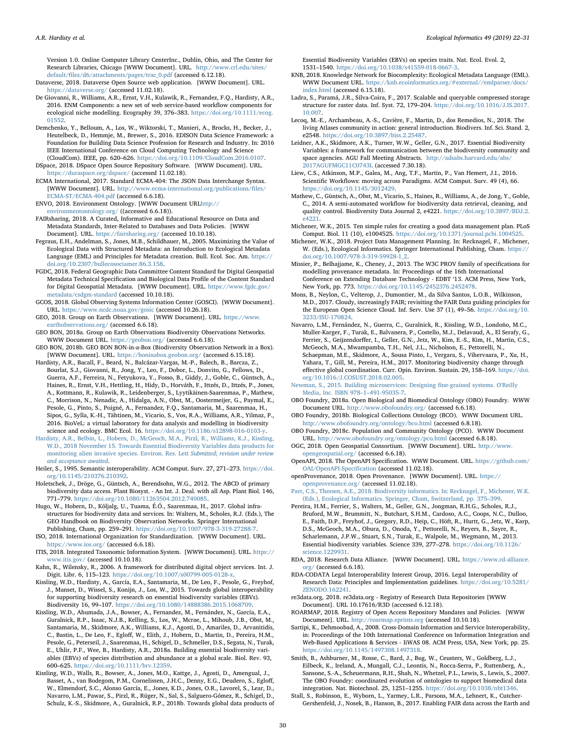Version 1.0. Online Computer Library CenterInc., Dublin, Ohio, and The Center for Research Libraries, Chicago [WWW Document]. URL. http://www.crl.edu/sites/default/files/d6/attachments/pages/trac_0.pdf (accessed 6.12.18).

Dataverse, 2018. Dataverse Open Source web application. [WWW Document]. URL. https://dataverse.org/ (accessed 11.02.18).

De Giovanni, R., Williams, A.R., Ernst, V.H., Kulawik, R., Fernandez, F.Q., Hardisty, A.R., 2016. ENM Components: a new set of web service-based workflow components for ecological niche modelling. Ecography 39, 376–383. https://doi.org/10.1111/ecog.01552.

Demchenko, Y., Belloum, A., Los, W., Wiktorski, T., Manieri, A., Brocks, H., Becker, J., Heutelbeck, D., Hemmje, M., Brewer, S., 2016. EDISON Data Science Framework: a Foundation for Building Data Science Profession for Research and Industry. In: 2016 IEEE International Conference on Cloud Computing Technology and Science (CloudCom). IEEE, pp. 620–626. https://doi.org/10.1109/CloudCom.2016.0107.

DSpace, 2018. DSpace Open Source Repository Software. [WWW Document]. URL. https://duraspace.org/dspace/ (accessed 11.02.18).

ECMA International, 2017. Standard ECMA-404: The JSON Data Interchange Syntax. [WWW Document]. URL. http://www.ecma-international.org/publications/files/ECMA-ST/ECMA-404.pdf (accessed 6.6.18).

ENVO, 2018. Environment Ontology. [WWW Document URLhttp://environmentontology.org/ ((accessed 6.6.18)).

FAIRsharing, 2018. A Curated, Informative and Educational Resource on Data and Metadata Standards, Inter-Related to Databases and Data Policies. [WWW Document]. URL. https://fairsharing.org/ (accessed 10.10.18).

Fegraus, E.H., Andelman, S., Jones, M.B., Schildhauer, M., 2005. Maximizing the Value of Ecological Data with Structured Metadata: an Introduction to Ecological Metadata Language (EML) and Principles for Metadata creation. Bull. Ecol. Soc. Am. https://doi.org/10.2307/bullecosociamer.86.3.158.

FGDC, 2018. Federal Geographic Data Committee Content Standard for Digital Geospatial Metadata Technical Specification and Biological Data Profile of the Content Standard for Digital Geospatial Metadata. [WWW Document]. URL. https://www.fgdc.gov/metadata/csdgm-standard (accessed 10.10.18).

GCOS, 2018. Global Observing Systems Information Center (GOSCI). [WWW Document]. URL. https://www.ncdc.noaa.gov/gosic (accessed 10.26.18).

GEO, 2018. Group on Earth Observations. [WWW Document]. URL. https://www.earthobservations.org/ (accessed 6.6.18).

GEO BON, 2018a. Group on Earth Observations Biodiversity Observations Networks. WWW Document URL. https://geobon.org/ (accessed 6.6.18).

GEO BON, 2018b. GEO BON BON-in-a-Box (Biodiversity Observation Network in a Box). [WWW Document]. URL. https://boninabox.geobon.org/ (accessed 6.15.18).

Hardisty, A.R., Bacall, F., Beard, N., Balcázar-Vargas, M.-P., Balech, B., Barcza, Z., Bourlat, S.J., Giovanni, R., Jong, Y., Leo, F., Dobor, L., Donvito, G., Fellows, D., Guerra, A.F., Ferreira, N., Fetyukova, Y., Fosso, B., Giddy, J., Goble, C., Güntsch, A., Haines, R., Ernst, V.H., Hettling, H., Hidy, D., Horváth, F., Ittzés, D., Ittzés, P., Jones, A., Kottmann, R., Kulawik, R., Leidenberger, S., Lyytikäinen-Saarenmaa, P., Mathew, C., Morrison, N., Nenadic, A., Hidalga, A.N., Obst, M., Oostermeijer, G., Paymal, E., Pesole, G., Pinto, S., Poigné, A., Fernandez, F.Q., Santamaria, M., Saarenmaa, H., Sipos, G., Sylla, K.-H., Tähtinen, M., Vicario, S., Vos, R.A., Williams, A.R., Yilmaz, P., 2016. BioVeL: a virtual laboratory for data analysis and modelling in biodiversity science and ecology. BMC Ecol. 16. https://doi.org/10.1186/s12898-016-0103-y.

Hardisty, A.R., Belbin, L., Hobern, D., McGeoch, M.A., Pirzl, R., Williams, K.J., Kissling, W.D., 2018 November 15. Towards Essential Biodiversity Variables data products for monitoring alien invasive species. Environ. Res. Lett *Submitted; revision under review and acceptance awaited*.

Heiler, S., 1995. Semantic interoperability. ACM Comput. Surv. 27, 271–273. https://doi.org/10.1145/210376.210392.

Holetschek, J., Dröge, G., Güntsch, A., Berendsohn, W.G., 2012. The ABCD of primary biodiversity data access. Plant Biosyst. - An Int. J. Deal. with all Asp. Plant Biol. 146, 771–779. https://doi.org/10.1080/11263504.2012.740085.

Hugo, W., Hobern, D., Kõljalg, U., Tuama, É.Ó., Saarenmaa, H., 2017. Global infrastructures for biodiversity data and services. In: Walters, M., Scholes, R.J. (Eds.), The GEO Handbook on Biodiversity Observation Networks. Springer International Publishing, Cham, pp. 259–291. https://doi.org/10.1007/978-3-319-27288-7.

ISO, 2018. International Organization for Standardization. [WWW Document]. URL. https://www.ios.org/ (accessed 6.6.18).

ITIS, 2018. Integrated Taxonomic Information System. [WWW Document]. URL. https://www.itis.gov/ (accessed 10.10.18).

Kahn, R., Wilensky, R., 2006. A framework for distributed digital object services. Int. J. Digit. Libr. 6, 115–123. https://doi.org/10.1007/s00799-005-0128-x.

Kissling, W.D., Hardisty, A., García, E.A., Santamaria, M., De Leo, F., Pesole, G., Freyhof, J., Manset, D., Wissel, S., Konijn, J., Los, W., 2015. Towards global interoperability for supporting biodiversity research on essential biodiversity variables (EBVs). Biodiversity 16, 99–107. https://doi.org/10.1080/14888386.2015.1068709.

Kissling, W.D., Ahumada, J.A., Bowser, A., Fernandez, M., Fernández, N., García, E.A., Guralnick, R.P., Isaac, N.J.B., Kelling, S., Los, W., Mcrae, L., Mihoub, J.B., Obst, M., Santamaria, M., Skidmore, A.K., Williams, K.J., Agosti, D., Amariles, D., Arvanitidis, C., Bastin, L., De Leo, F., Egloff, W., Elith, J., Hobern, D., Martin, D., Pereira, H.M., Pesole, G., Peterseil, J., Saarenmaa, H., Schigel, D., Schmeller, D.S., Segata, N., Turak, E., Uhlir, P.F., Wee, B., Hardisty, A.R., 2018a. Building essential biodiversity variables (EBVs) of species distribution and abundance at a global scale. Biol. Rev. 93, 600–625. https://doi.org/10.1111/brv.12359.

Kissling, W.D., Walls, R., Bowser, A., Jones, M.O., Kattge, J., Agosti, D., Amengual, J., Basset, A., van Bodegom, P.M., Cornelissen, J.H.C., Denny, E.G., Deudero, S., Egloff, W., Elmendorf, S.C., Alonso García, E., Jones, K.D., Jones, O.R., Lavorel, S., Lear, D., Navarro, L.M., Pawar, S., Pirzl, R., Rüger, N., Sal, S., Salguero-Gómez, R., Schigel, D., Schulz, K.-S., Skidmore, A., Guralnick, R.P., 2018b. Towards global data products of Essential Biodiversity Variables (EBVs) on species traits. Nat. Ecol. Evol. 2, 1531–1540. https://doi.org/10.1038/s41559-018-0667-3.

KNB, 2018. Knowledge Network for Biocomplexity: Ecological Metadata Language (EML). WWW Document URL. https://knb.ecoinformatics.org/#external//emlparser/docs/index.html (accessed 6.15.18).

Ladra, S., Paramá, J.R., Silva-Coira, F., 2017. Scalable and queryable compressed storage structure for raster data. Inf. Syst. 72, 179–204. https://doi.org/10.1016/J.IS.2017.10.007.

Lecoq, M.-E., Archambeau, A.-S., Cavière, F., Martin, D., dos Remedios, N., 2018. The living Atlases community in action: general introduction. Biodivers. Inf. Sci. Stand. 2, e2548. https://doi.org/10.3897/biss.2.25487.

Leidner, A.K., Skidmore, A.K., Turner, W.W., Geller, G.N., 2017. Essential Biodiversity Variables: a framework for communication between the biodiversity community and space agencies. AGU Fall Meeting Abstracts. http://adsabs.harvard.edu/abs/2017AGUFMGC11C0743L (accessed 7.30.18).

Liew, C.S., Atkinson, M.P., Galea, M., Ang, T.F., Martin, P., Van Hemert, J.I., 2016. Scientific Workflows: moving across Paradigms. ACM Comput. Surv. 49 (4), 66. https://doi.org/10.1145/3012429.

Mathew, C., Güntsch, A., Obst, M., Vicario, S., Haines, R., Williams, A., de Jong, Y., Goble, C., 2014. A semi-automated workflow for biodiversity data retrieval, cleaning, and quality control. Biodiversity Data Journal 2, e4221. https://doi.org/10.3897/BDJ.2.e4221.

Michener, W.K., 2015. Ten simple rules for creating a good data management plan. PLoS Comput. Biol. 11 (10), e1004525. https://doi.org/10.1371/journal.pcbi.1004525.

Michener, W.K., 2018. Project Data Management Planning. In: Recknagel, F., Michener, W. (Eds.), Ecological Informatics. Springer International Publishing, Cham. https://doi.org/10.1007/978-3-319-59928-1_2.

Missier, P., Belhajjame, K., Cheney, J., 2013. The W3C PROV family of specifications for modelling provenance metadata. In: Proceedings of the 16th International Conference on Extending Database Technology - EDBT '13. ACM Press, New York, New York, pp. 773. https://doi.org/10.1145/2452376.2452478.

Mons, B., Neylon, C., Velterop, J., Dumontier, M., da Silva Santos, L.O.B., Wilkinson, M.D., 2017. Cloudy, increasingly FAIR; revisiting the FAIR Data guiding principles for the European Open Science Cloud. Inf. Serv. Use 37 (1), 49–56. https://doi.org/10.3233/ISU-170824.

Navarro, L.M., Fernández, N., Guerra, C., Guralnick, R., Kissling, W.D., Londoño, M.C., Muller-Karger, F., Turak, E., Balvanera, P., Costello, M.J., Delavaud, A., El Serafy, G., Ferrier, S., Geijzendorffer, I., Geller, G.N., Jetz, W., Kim, E.-S., Kim, H., Martin, C.S., McGeoch, M.A., Mwampamba, T.H., Nel, J.L., Nicholson, E., Pettorelli, N., Schaepman, M.E., Skidmore, A., Sousa Pinto, I., Vergara, S., Vihervaara, P., Xu, H., Yahara, T., Gill, M., Pereira, H.M., 2017. Monitoring biodiversity change through effective global coordination. Curr. Opin. Environ. Sustain. 29, 158–169. https://doi.org/10.1016/J.COSUST.2018.02.005.

Newman, S., 2015. Building microservices: Designing fine-grained systems. O'Reilly Media, Inc. ISBN 978–1–491-95035-7.

OBO Foundry, 2018a. Open Biological and Biomedical Ontology (OBO) Foundry. WWW Document URL. http://www.obofoundry.org/ (accessed 6.6.18).

OBO Foundry, 2018b. Biological Collections Ontology (BCO). WWW Document URL. http://www.obofoundry.org/ontology/bco.html (accessed 6.8.18).

OBO Foundry, 2018c. Population and Community Ontology (PCO). WWW Document URL. http://www.obofoundry.org/ontology/pco.html (accessed 6.8.18).

OGC, 2018. Open Geospatial Consortium. [WWW Document]. URL. http://www.opengeospatial.org/ (accessed 6.6.18).

OpenAPI, 2018. The OpenAPI Specification. WWW Document. URL. https://github.com/OAI/OpenAPI-Specification (accessed 11.02.18).

openProvenance, 2018. Open Provenance. [WWW Document]. URL. https://openprovenance.org/ (accessed 11.02.18).

Parr, C.S., Thessen, A.E., 2018. Biodiversity informatics. In: Recknagel, F., Michener, W.K. (Eds.), Ecological Informatics. Springer, Cham, Switzerland, pp. 375–399.

Pereira, H.M., Ferrier, S., Walters, M., Geller, G.N., Jongman, R.H.G., Scholes, R.J., Bruford, M.W., Brummitt, N., Butchart, S.H.M., Cardoso, A.C., Coops, N.C., Dulloo, E., Faith, D.P., Freyhof, J., Gregory, R.D., Heip, C., Höft, R., Hurtt, G., Jetz, W., Karp, D.S., McGeoch, M.A., Obura, D., Onoda, Y., Pettorelli, N., Reyers, B., Sayre, R., Scharlemann, J.P.W., Stuart, S.N., Turak, E., Walpole, M., Wegmann, M., 2013. Essential biodiversity variables. Science 339, 277–278. https://doi.org/10.1126/science.1229931.

RDA, 2018. Research Data Alliance. [WWW Document]. URL. https://www.rd-alliance.org/ (accessed 6.6.18).

RDA-CODATA Legal Interoperability Interest Group, 2016. Legal Interoperability of Research Data: Principles and Implementation guidelines. https://doi.org/10.5281/ZENODO.162241.

re3data.org, 2018. re3data.org - Registry of Research Data Repositories [WWW Document]. URL 10.17616/R3D (accessed 6.12.18).

ROARMAP, 2018. Registry of Open Access Repository Mandates and Policies. [WWW Document]. URL. http://roarmap.eprints.org (accessed 10.10.18).

Sartipi, K., Dehmoobad, A., 2008. Cross-Domain Information and Service Interoperability, in: Proceedings of the 10th International Conference on Information Integration and Web-Based Applications & Services - IiWAS 08. ACM Press, USA, New York, pp. 25. https://doi.org/10.1145/1497308.1497318.

Smith, B., Ashburner, M., Rosse, C., Bard, J., Bug, W., Ceusters, W., Goldberg, L.J., Eilbeck, K., Ireland, A., Mungall, C.J., Leontis, N., Rocca-Serra, P., Ruttenberg, A., Sansone, S.-A., Scheuermann, R.H., Shah, N., Whetzel, P.L., Lewis, S., Lewis, S., 2007. The OBO Foundry: coordinated evolution of ontologies to support biomedical data integration. Nat. Biotechnol. 25, 1251–1255. https://doi.org/10.1038/nbt1346.

Stall, S., Robinson, E., Wyborn, L., Yarmey, L.R., Parsons, M.A., Lehnert, K., Cutcher-Gershenfeld, J., Nosek, B., Hanson, B., 2017. Enabling FAIR data across the Earth and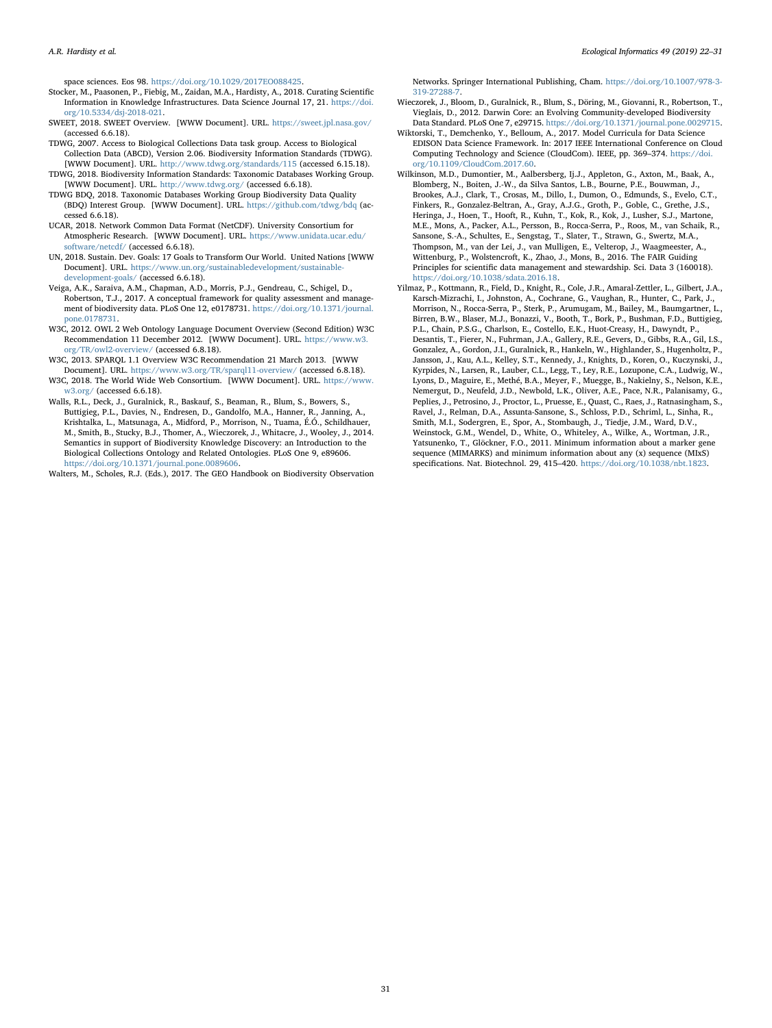space sciences. Eos 98. https://doi.org/10.1029/2017EO088425.

Stocker, M., Paasonen, P., Fiebig, M., Zaidan, M.A., Hardisty, A., 2018. Curating Scientific Information in Knowledge Infrastructures. Data Science Journal 17, 21. https://doi.org/10.5334/dsj-2018-021.

SWEET, 2018. SWEET Overview. [WWW Document]. URL. https://sweet.jpl.nasa.gov/ (accessed 6.6.18).

TDWG, 2007. Access to Biological Collections Data task group. Access to Biological Collection Data (ABCD), Version 2.06. Biodiversity Information Standards (TDWG). [WWW Document]. URL. http://www.tdwg.org/standards/115 (accessed 6.15.18).

TDWG, 2018. Biodiversity Information Standards: Taxonomic Databases Working Group. [WWW Document]. URL. http://www.tdwg.org/ (accessed 6.6.18).

TDWG BDQ, 2018. Taxonomic Databases Working Group Biodiversity Data Quality (BDQ) Interest Group. [WWW Document]. URL. https://github.com/tdwg/bdq (accessed 6.6.18).

UCAR, 2018. Network Common Data Format (NetCDF). University Consortium for Atmospheric Research. [WWW Document]. URL. https://www.unidata.ucar.edu/software/netcdf/ (accessed 6.6.18).

UN, 2018. Sustain. Dev. Goals: 17 Goals to Transform Our World. United Nations [WWW Document]. URL. https://www.un.org/sustainabledevelopment/sustainable-development-goals/ (accessed 6.6.18).

Veiga, A.K., Saraiva, A.M., Chapman, A.D., Morris, P.J., Gendreau, C., Schigel, D., Robertson, T.J., 2017. A conceptual framework for quality assessment and management of biodiversity data. PLoS One 12, e0178731. https://doi.org/10.1371/journal.pone.0178731.

W3C, 2012. OWL 2 Web Ontology Language Document Overview (Second Edition) W3C Recommendation 11 December 2012. [WWW Document]. URL. https://www.w3.org/TR/owl2-overview/ (accessed 6.8.18).

W3C, 2013. SPARQL 1.1 Overview W3C Recommendation 21 March 2013. [WWW Document]. URL. https://www.w3.org/TR/sparql11-overview/ (accessed 6.8.18).

W3C, 2018. The World Wide Web Consortium. [WWW Document]. URL. https://www.w3.org/ (accessed 6.6.18).

Walls, R.L., Deck, J., Guralnick, R., Baskauf, S., Beaman, R., Blum, S., Bowers, S., Buttigieg, P.L., Davies, N., Endresen, D., Gandolfo, M.A., Hanner, R., Janning, A., Krishtalka, L., Matsunaga, A., Midford, P., Morrison, N., Tuama, É.Ó., Schildhauer, M., Smith, B., Stucky, B.J., Thomer, A., Wieczorek, J., Whitacre, J., Wooley, J., 2014. Semantics in support of Biodiversity Knowledge Discovery: an Introduction to the Biological Collections Ontology and Related Ontologies. PLoS One 9, e89606. https://doi.org/10.1371/journal.pone.0089606.

Walters, M., Scholes, R.J. (Eds.), 2017. The GEO Handbook on Biodiversity Observation Networks. Springer International Publishing, Cham. https://doi.org/10.1007/978-3-319-27288-7.

Wieczorek, J., Bloom, D., Guralnick, R., Blum, S., Döring, M., Giovanni, R., Robertson, T., Vieglais, D., 2012. Darwin Core: an Evolving Community-developed Biodiversity Data Standard. PLoS One 7, e29715. https://doi.org/10.1371/journal.pone.0029715.

Wiktorski, T., Demchenko, Y., Belloum, A., 2017. Model Curricula for Data Science EDISON Data Science Framework. In: 2017 IEEE International Conference on Cloud Computing Technology and Science (CloudCom). IEEE, pp. 369–374. https://doi.org/10.1109/CloudCom.2017.60.

Wilkinson, M.D., Dumontier, M., Aalbersberg, Ij.J., Appleton, G., Axton, M., Baak, A., Blomberg, N., Boiten, J.-W., da Silva Santos, L.B., Bourne, P.E., Bouwman, J., Brookes, A.J., Clark, T., Crosas, M., Dillo, I., Dumon, O., Edmunds, S., Evelo, C.T., Finkers, R., Gonzalez-Beltran, A., Gray, A.J.G., Groth, P., Goble, C., Grethe, J.S., Heringa, J., Hoen, T., Hooft, R., Kuhn, T., Kok, R., Kok, J., Lusher, S.J., Martone, M.E., Mons, A., Packer, A.L., Persson, B., Rocca-Serra, P., Roos, M., van Schaik, R., Sansone, S.-A., Schultes, E., Sengstag, T., Slater, T., Strawn, G., Swertz, M.A., Thompson, M., van der Lei, J., van Mulligen, E., Velterop, J., Waagmeester, A., Wittenburg, P., Wolstencroft, K., Zhao, J., Mons, B., 2016. The FAIR Guiding Principles for scientific data management and stewardship. Sci. Data 3 (160018). https://doi.org/10.1038/sdata.2016.18.

Yilmaz, P., Kottmann, R., Field, D., Knight, R., Cole, J.R., Amaral-Zettler, L., Gilbert, J.A., Karsch-Mizrachi, I., Johnston, A., Cochrane, G., Vaughan, R., Hunter, C., Park, J., Morrison, N., Rocca-Serra, P., Sterk, P., Arumugam, M., Bailey, M., Baumgartner, L., Birren, B.W., Blaser, M.J., Bonazzi, V., Booth, T., Bork, P., Bushman, F.D., Buttigieg, P.L., Chain, P.S.G., Charlson, E., Costello, E.K., Huot-Creasy, H., Dawyndt, P., Desantis, T., Fierer, N., Fuhrman, J.A., Gallery, R.E., Gevers, D., Gibbs, R.A., Gil, I.S., Gonzalez, A., Gordon, J.I., Guralnick, R., Hankeln, W., Highlander, S., Hugenholtz, P., Jansson, J., Kau, A.L., Kelley, S.T., Kennedy, J., Knights, D., Koren, O., Kuczynski, J., Kyrpides, N., Larsen, R., Lauber, C.L., Legg, T., Ley, R.E., Lozupone, C.A., Ludwig, W., Lyons, D., Maguire, E., Methé, B.A., Meyer, F., Muegge, B., Nakielny, S., Nelson, K.E., Nemergut, D., Neufeld, J.D., Newbold, L.K., Oliver, A.E., Pace, N.R., Palanisamy, G., Peplies, J., Petrosino, J., Proctor, L., Pruesse, E., Quast, C., Raes, J., Ratnasingham, S., Ravel, J., Relman, D.A., Assunta-Sansone, S., Schloss, P.D., Schriml, L., Sinha, R., Smith, M.I., Sodergren, E., Spor, A., Stombaugh, J., Tiedje, J.M., Ward, D.V., Weinstock, G.M., Wendel, D., White, O., Whiteley, A., Wilke, A., Wortman, J.R., Yatsunenko, T., Glöckner, F.O., 2011. Minimum information about a marker gene sequence (MIMARKS) and minimum information about any (x) sequence (MIxS) specifications. Nat. Biotechnol. 29, 415–420. https://doi.org/10.1038/nbt.1823.